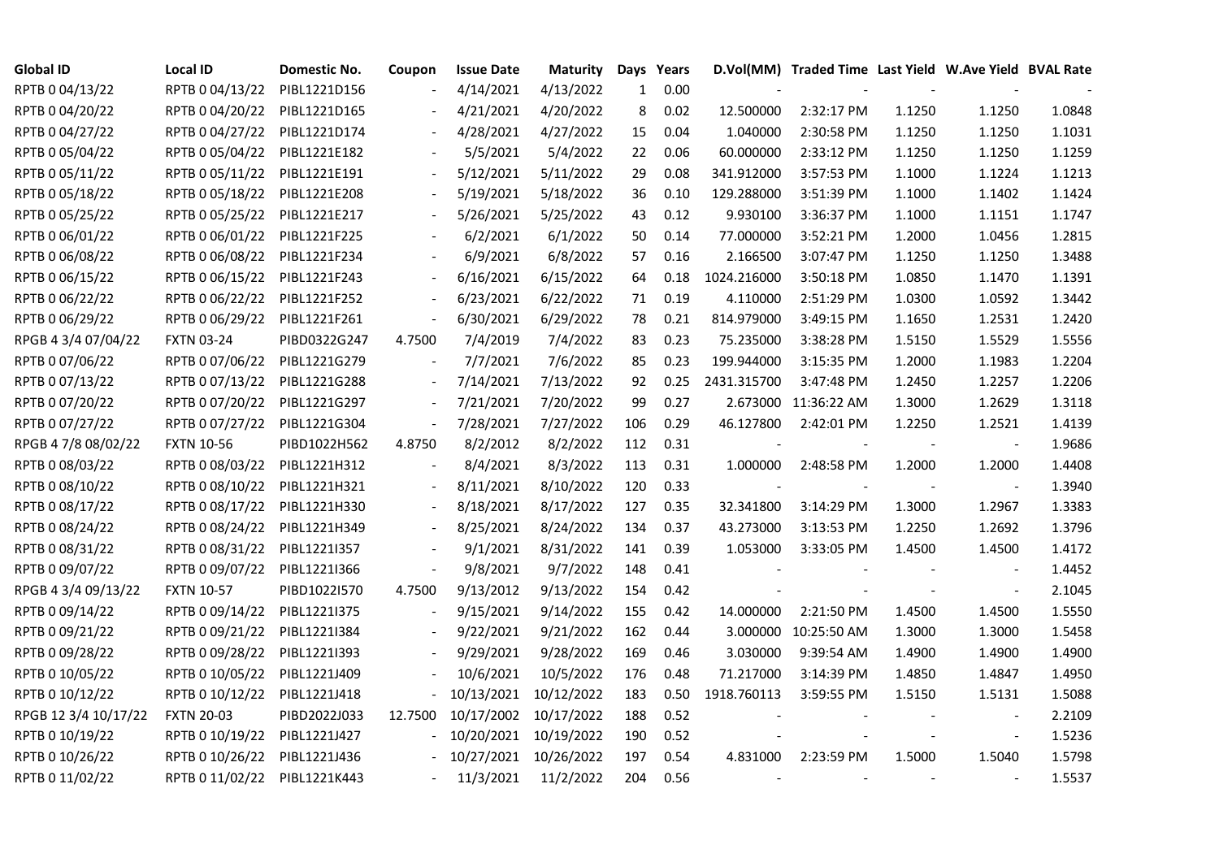| Global ID | Local ID | Domestic No. | Coupon | Issue Date | Maturity | Days | Years | D.Vol(MM) | Traded Time | Last Yield | W.Ave Yield | BVAL Rate |
|---|---|---|---|---|---|---|---|---|---|---|---|---|
| RPTB 0 04/13/22 | RPTB 0 04/13/22 | PIBL1221D156 | - | 4/14/2021 | 4/13/2022 | 1 | 0.00 | - | - | - | - | - |
| RPTB 0 04/20/22 | RPTB 0 04/20/22 | PIBL1221D165 | - | 4/21/2021 | 4/20/2022 | 8 | 0.02 | 12.500000 | 2:32:17 PM | 1.1250 | 1.1250 | 1.0848 |
| RPTB 0 04/27/22 | RPTB 0 04/27/22 | PIBL1221D174 | - | 4/28/2021 | 4/27/2022 | 15 | 0.04 | 1.040000 | 2:30:58 PM | 1.1250 | 1.1250 | 1.1031 |
| RPTB 0 05/04/22 | RPTB 0 05/04/22 | PIBL1221E182 | - | 5/5/2021 | 5/4/2022 | 22 | 0.06 | 60.000000 | 2:33:12 PM | 1.1250 | 1.1250 | 1.1259 |
| RPTB 0 05/11/22 | RPTB 0 05/11/22 | PIBL1221E191 | - | 5/12/2021 | 5/11/2022 | 29 | 0.08 | 341.912000 | 3:57:53 PM | 1.1000 | 1.1224 | 1.1213 |
| RPTB 0 05/18/22 | RPTB 0 05/18/22 | PIBL1221E208 | - | 5/19/2021 | 5/18/2022 | 36 | 0.10 | 129.288000 | 3:51:39 PM | 1.1000 | 1.1402 | 1.1424 |
| RPTB 0 05/25/22 | RPTB 0 05/25/22 | PIBL1221E217 | - | 5/26/2021 | 5/25/2022 | 43 | 0.12 | 9.930100 | 3:36:37 PM | 1.1000 | 1.1151 | 1.1747 |
| RPTB 0 06/01/22 | RPTB 0 06/01/22 | PIBL1221F225 | - | 6/2/2021 | 6/1/2022 | 50 | 0.14 | 77.000000 | 3:52:21 PM | 1.2000 | 1.0456 | 1.2815 |
| RPTB 0 06/08/22 | RPTB 0 06/08/22 | PIBL1221F234 | - | 6/9/2021 | 6/8/2022 | 57 | 0.16 | 2.166500 | 3:07:47 PM | 1.1250 | 1.1250 | 1.3488 |
| RPTB 0 06/15/22 | RPTB 0 06/15/22 | PIBL1221F243 | - | 6/16/2021 | 6/15/2022 | 64 | 0.18 | 1024.216000 | 3:50:18 PM | 1.0850 | 1.1470 | 1.1391 |
| RPTB 0 06/22/22 | RPTB 0 06/22/22 | PIBL1221F252 | - | 6/23/2021 | 6/22/2022 | 71 | 0.19 | 4.110000 | 2:51:29 PM | 1.0300 | 1.0592 | 1.3442 |
| RPTB 0 06/29/22 | RPTB 0 06/29/22 | PIBL1221F261 | - | 6/30/2021 | 6/29/2022 | 78 | 0.21 | 814.979000 | 3:49:15 PM | 1.1650 | 1.2531 | 1.2420 |
| RPGB 4 3/4 07/04/22 | FXTN 03-24 | PIBD0322G247 | 4.7500 | 7/4/2019 | 7/4/2022 | 83 | 0.23 | 75.235000 | 3:38:28 PM | 1.5150 | 1.5529 | 1.5556 |
| RPTB 0 07/06/22 | RPTB 0 07/06/22 | PIBL1221G279 | - | 7/7/2021 | 7/6/2022 | 85 | 0.23 | 199.944000 | 3:15:35 PM | 1.2000 | 1.1983 | 1.2204 |
| RPTB 0 07/13/22 | RPTB 0 07/13/22 | PIBL1221G288 | - | 7/14/2021 | 7/13/2022 | 92 | 0.25 | 2431.315700 | 3:47:48 PM | 1.2450 | 1.2257 | 1.2206 |
| RPTB 0 07/20/22 | RPTB 0 07/20/22 | PIBL1221G297 | - | 7/21/2021 | 7/20/2022 | 99 | 0.27 | 2.673000 | 11:36:22 AM | 1.3000 | 1.2629 | 1.3118 |
| RPTB 0 07/27/22 | RPTB 0 07/27/22 | PIBL1221G304 | - | 7/28/2021 | 7/27/2022 | 106 | 0.29 | 46.127800 | 2:42:01 PM | 1.2250 | 1.2521 | 1.4139 |
| RPGB 4 7/8 08/02/22 | FXTN 10-56 | PIBD1022H562 | 4.8750 | 8/2/2012 | 8/2/2022 | 112 | 0.31 | - | - | - | - | 1.9686 |
| RPTB 0 08/03/22 | RPTB 0 08/03/22 | PIBL1221H312 | - | 8/4/2021 | 8/3/2022 | 113 | 0.31 | 1.000000 | 2:48:58 PM | 1.2000 | 1.2000 | 1.4408 |
| RPTB 0 08/10/22 | RPTB 0 08/10/22 | PIBL1221H321 | - | 8/11/2021 | 8/10/2022 | 120 | 0.33 | - | - | - | - | 1.3940 |
| RPTB 0 08/17/22 | RPTB 0 08/17/22 | PIBL1221H330 | - | 8/18/2021 | 8/17/2022 | 127 | 0.35 | 32.341800 | 3:14:29 PM | 1.3000 | 1.2967 | 1.3383 |
| RPTB 0 08/24/22 | RPTB 0 08/24/22 | PIBL1221H349 | - | 8/25/2021 | 8/24/2022 | 134 | 0.37 | 43.273000 | 3:13:53 PM | 1.2250 | 1.2692 | 1.3796 |
| RPTB 0 08/31/22 | RPTB 0 08/31/22 | PIBL1221I357 | - | 9/1/2021 | 8/31/2022 | 141 | 0.39 | 1.053000 | 3:33:05 PM | 1.4500 | 1.4500 | 1.4172 |
| RPTB 0 09/07/22 | RPTB 0 09/07/22 | PIBL1221I366 | - | 9/8/2021 | 9/7/2022 | 148 | 0.41 | - | - | - | - | 1.4452 |
| RPGB 4 3/4 09/13/22 | FXTN 10-57 | PIBD1022I570 | 4.7500 | 9/13/2012 | 9/13/2022 | 154 | 0.42 | - | - | - | - | 2.1045 |
| RPTB 0 09/14/22 | RPTB 0 09/14/22 | PIBL1221I375 | - | 9/15/2021 | 9/14/2022 | 155 | 0.42 | 14.000000 | 2:21:50 PM | 1.4500 | 1.4500 | 1.5550 |
| RPTB 0 09/21/22 | RPTB 0 09/21/22 | PIBL1221I384 | - | 9/22/2021 | 9/21/2022 | 162 | 0.44 | 3.000000 | 10:25:50 AM | 1.3000 | 1.3000 | 1.5458 |
| RPTB 0 09/28/22 | RPTB 0 09/28/22 | PIBL1221I393 | - | 9/29/2021 | 9/28/2022 | 169 | 0.46 | 3.030000 | 9:39:54 AM | 1.4900 | 1.4900 | 1.4900 |
| RPTB 0 10/05/22 | RPTB 0 10/05/22 | PIBL1221J409 | - | 10/6/2021 | 10/5/2022 | 176 | 0.48 | 71.217000 | 3:14:39 PM | 1.4850 | 1.4847 | 1.4950 |
| RPTB 0 10/12/22 | RPTB 0 10/12/22 | PIBL1221J418 | - | 10/13/2021 | 10/12/2022 | 183 | 0.50 | 1918.760113 | 3:59:55 PM | 1.5150 | 1.5131 | 1.5088 |
| RPGB 12 3/4 10/17/22 | FXTN 20-03 | PIBD2022J033 | 12.7500 | 10/17/2002 | 10/17/2022 | 188 | 0.52 | - | - | - | - | 2.2109 |
| RPTB 0 10/19/22 | RPTB 0 10/19/22 | PIBL1221J427 | - | 10/20/2021 | 10/19/2022 | 190 | 0.52 | - | - | - | - | 1.5236 |
| RPTB 0 10/26/22 | RPTB 0 10/26/22 | PIBL1221J436 | - | 10/27/2021 | 10/26/2022 | 197 | 0.54 | 4.831000 | 2:23:59 PM | 1.5000 | 1.5040 | 1.5798 |
| RPTB 0 11/02/22 | RPTB 0 11/02/22 | PIBL1221K443 | - | 11/3/2021 | 11/2/2022 | 204 | 0.56 | - | - | - | - | 1.5537 |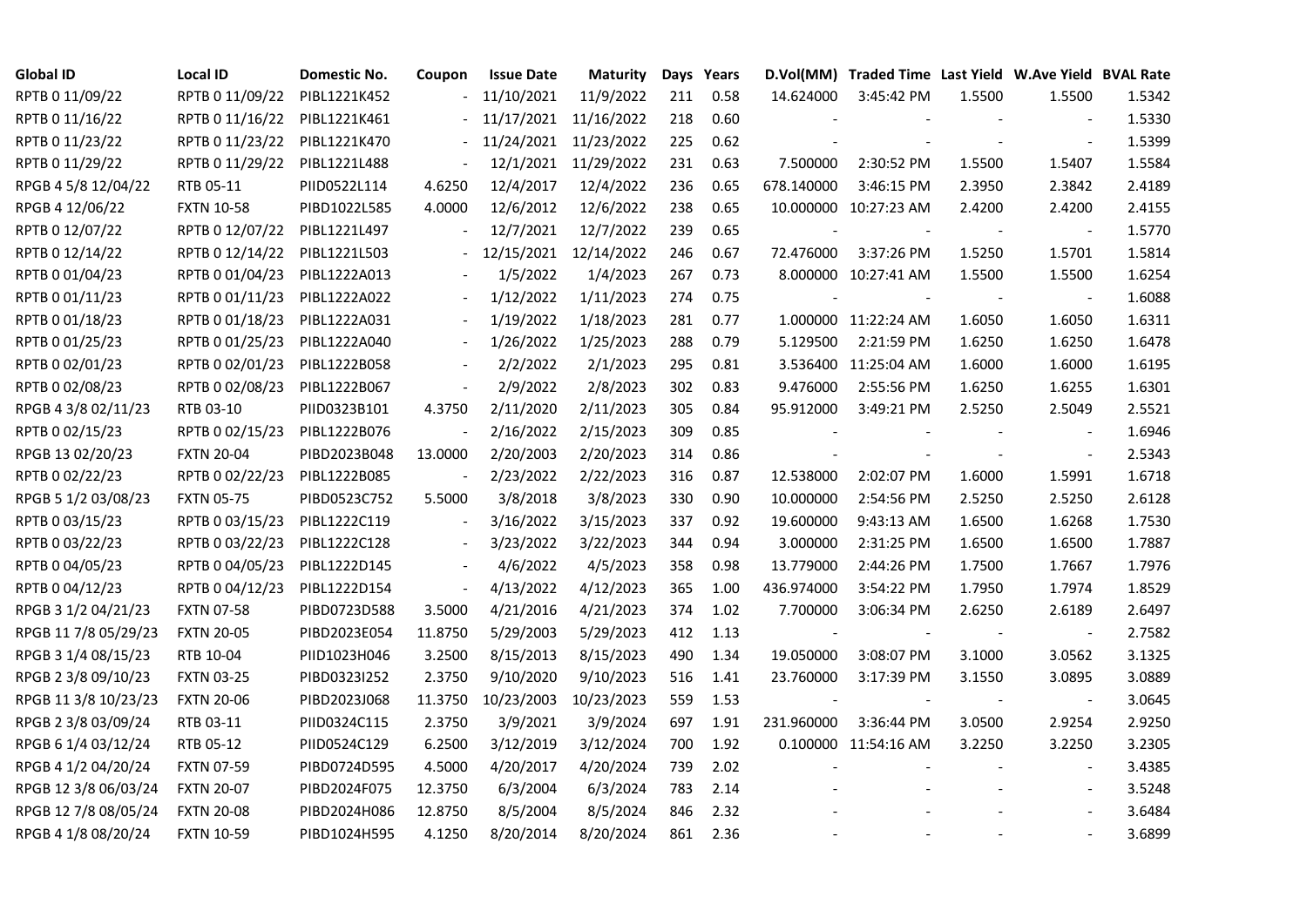| Global ID | Local ID | Domestic No. | Coupon | Issue Date | Maturity | Days | Years | D.Vol(MM) | Traded Time | Last Yield | W.Ave Yield | BVAL Rate |
|---|---|---|---|---|---|---|---|---|---|---|---|---|
| RPTB 0 11/09/22 | RPTB 0 11/09/22 | PIBL1221K452 | - | 11/10/2021 | 11/9/2022 | 211 | 0.58 | 14.624000 | 3:45:42 PM | 1.5500 | 1.5500 | 1.5342 |
| RPTB 0 11/16/22 | RPTB 0 11/16/22 | PIBL1221K461 | - | 11/17/2021 | 11/16/2022 | 218 | 0.60 | - | - | - | - | 1.5330 |
| RPTB 0 11/23/22 | RPTB 0 11/23/22 | PIBL1221K470 | - | 11/24/2021 | 11/23/2022 | 225 | 0.62 | - | - | - | - | 1.5399 |
| RPTB 0 11/29/22 | RPTB 0 11/29/22 | PIBL1221L488 | - | 12/1/2021 | 11/29/2022 | 231 | 0.63 | 7.500000 | 2:30:52 PM | 1.5500 | 1.5407 | 1.5584 |
| RPGB 4 5/8 12/04/22 | RTB 05-11 | PIID0522L114 | 4.6250 | 12/4/2017 | 12/4/2022 | 236 | 0.65 | 678.140000 | 3:46:15 PM | 2.3950 | 2.3842 | 2.4189 |
| RPGB 4 12/06/22 | FXTN 10-58 | PIBD1022L585 | 4.0000 | 12/6/2012 | 12/6/2022 | 238 | 0.65 | 10.000000 | 10:27:23 AM | 2.4200 | 2.4200 | 2.4155 |
| RPTB 0 12/07/22 | RPTB 0 12/07/22 | PIBL1221L497 | - | 12/7/2021 | 12/7/2022 | 239 | 0.65 | - | - | - | - | 1.5770 |
| RPTB 0 12/14/22 | RPTB 0 12/14/22 | PIBL1221L503 | - | 12/15/2021 | 12/14/2022 | 246 | 0.67 | 72.476000 | 3:37:26 PM | 1.5250 | 1.5701 | 1.5814 |
| RPTB 0 01/04/23 | RPTB 0 01/04/23 | PIBL1222A013 | - | 1/5/2022 | 1/4/2023 | 267 | 0.73 | 8.000000 | 10:27:41 AM | 1.5500 | 1.5500 | 1.6254 |
| RPTB 0 01/11/23 | RPTB 0 01/11/23 | PIBL1222A022 | - | 1/12/2022 | 1/11/2023 | 274 | 0.75 | - | - | - | - | 1.6088 |
| RPTB 0 01/18/23 | RPTB 0 01/18/23 | PIBL1222A031 | - | 1/19/2022 | 1/18/2023 | 281 | 0.77 | 1.000000 | 11:22:24 AM | 1.6050 | 1.6050 | 1.6311 |
| RPTB 0 01/25/23 | RPTB 0 01/25/23 | PIBL1222A040 | - | 1/26/2022 | 1/25/2023 | 288 | 0.79 | 5.129500 | 2:21:59 PM | 1.6250 | 1.6250 | 1.6478 |
| RPTB 0 02/01/23 | RPTB 0 02/01/23 | PIBL1222B058 | - | 2/2/2022 | 2/1/2023 | 295 | 0.81 | 3.536400 | 11:25:04 AM | 1.6000 | 1.6000 | 1.6195 |
| RPTB 0 02/08/23 | RPTB 0 02/08/23 | PIBL1222B067 | - | 2/9/2022 | 2/8/2023 | 302 | 0.83 | 9.476000 | 2:55:56 PM | 1.6250 | 1.6255 | 1.6301 |
| RPGB 4 3/8 02/11/23 | RTB 03-10 | PIID0323B101 | 4.3750 | 2/11/2020 | 2/11/2023 | 305 | 0.84 | 95.912000 | 3:49:21 PM | 2.5250 | 2.5049 | 2.5521 |
| RPTB 0 02/15/23 | RPTB 0 02/15/23 | PIBL1222B076 | - | 2/16/2022 | 2/15/2023 | 309 | 0.85 | - | - | - | - | 1.6946 |
| RPGB 13 02/20/23 | FXTN 20-04 | PIBD2023B048 | 13.0000 | 2/20/2003 | 2/20/2023 | 314 | 0.86 | - | - | - | - | 2.5343 |
| RPTB 0 02/22/23 | RPTB 0 02/22/23 | PIBL1222B085 | - | 2/23/2022 | 2/22/2023 | 316 | 0.87 | 12.538000 | 2:02:07 PM | 1.6000 | 1.5991 | 1.6718 |
| RPGB 5 1/2 03/08/23 | FXTN 05-75 | PIBD0523C752 | 5.5000 | 3/8/2018 | 3/8/2023 | 330 | 0.90 | 10.000000 | 2:54:56 PM | 2.5250 | 2.5250 | 2.6128 |
| RPTB 0 03/15/23 | RPTB 0 03/15/23 | PIBL1222C119 | - | 3/16/2022 | 3/15/2023 | 337 | 0.92 | 19.600000 | 9:43:13 AM | 1.6500 | 1.6268 | 1.7530 |
| RPTB 0 03/22/23 | RPTB 0 03/22/23 | PIBL1222C128 | - | 3/23/2022 | 3/22/2023 | 344 | 0.94 | 3.000000 | 2:31:25 PM | 1.6500 | 1.6500 | 1.7887 |
| RPTB 0 04/05/23 | RPTB 0 04/05/23 | PIBL1222D145 | - | 4/6/2022 | 4/5/2023 | 358 | 0.98 | 13.779000 | 2:44:26 PM | 1.7500 | 1.7667 | 1.7976 |
| RPTB 0 04/12/23 | RPTB 0 04/12/23 | PIBL1222D154 | - | 4/13/2022 | 4/12/2023 | 365 | 1.00 | 436.974000 | 3:54:22 PM | 1.7950 | 1.7974 | 1.8529 |
| RPGB 3 1/2 04/21/23 | FXTN 07-58 | PIBD0723D588 | 3.5000 | 4/21/2016 | 4/21/2023 | 374 | 1.02 | 7.700000 | 3:06:34 PM | 2.6250 | 2.6189 | 2.6497 |
| RPGB 11 7/8 05/29/23 | FXTN 20-05 | PIBD2023E054 | 11.8750 | 5/29/2003 | 5/29/2023 | 412 | 1.13 | - | - | - | - | 2.7582 |
| RPGB 3 1/4 08/15/23 | RTB 10-04 | PIID1023H046 | 3.2500 | 8/15/2013 | 8/15/2023 | 490 | 1.34 | 19.050000 | 3:08:07 PM | 3.1000 | 3.0562 | 3.1325 |
| RPGB 2 3/8 09/10/23 | FXTN 03-25 | PIBD0323I252 | 2.3750 | 9/10/2020 | 9/10/2023 | 516 | 1.41 | 23.760000 | 3:17:39 PM | 3.1550 | 3.0895 | 3.0889 |
| RPGB 11 3/8 10/23/23 | FXTN 20-06 | PIBD2023J068 | 11.3750 | 10/23/2003 | 10/23/2023 | 559 | 1.53 | - | - | - | - | 3.0645 |
| RPGB 2 3/8 03/09/24 | RTB 03-11 | PIID0324C115 | 2.3750 | 3/9/2021 | 3/9/2024 | 697 | 1.91 | 231.960000 | 3:36:44 PM | 3.0500 | 2.9254 | 2.9250 |
| RPGB 6 1/4 03/12/24 | RTB 05-12 | PIID0524C129 | 6.2500 | 3/12/2019 | 3/12/2024 | 700 | 1.92 | 0.100000 | 11:54:16 AM | 3.2250 | 3.2250 | 3.2305 |
| RPGB 4 1/2 04/20/24 | FXTN 07-59 | PIBD0724D595 | 4.5000 | 4/20/2017 | 4/20/2024 | 739 | 2.02 | - | - | - | - | 3.4385 |
| RPGB 12 3/8 06/03/24 | FXTN 20-07 | PIBD2024F075 | 12.3750 | 6/3/2004 | 6/3/2024 | 783 | 2.14 | - | - | - | - | 3.5248 |
| RPGB 12 7/8 08/05/24 | FXTN 20-08 | PIBD2024H086 | 12.8750 | 8/5/2004 | 8/5/2024 | 846 | 2.32 | - | - | - | - | 3.6484 |
| RPGB 4 1/8 08/20/24 | FXTN 10-59 | PIBD1024H595 | 4.1250 | 8/20/2014 | 8/20/2024 | 861 | 2.36 | - | - | - | - | 3.6899 |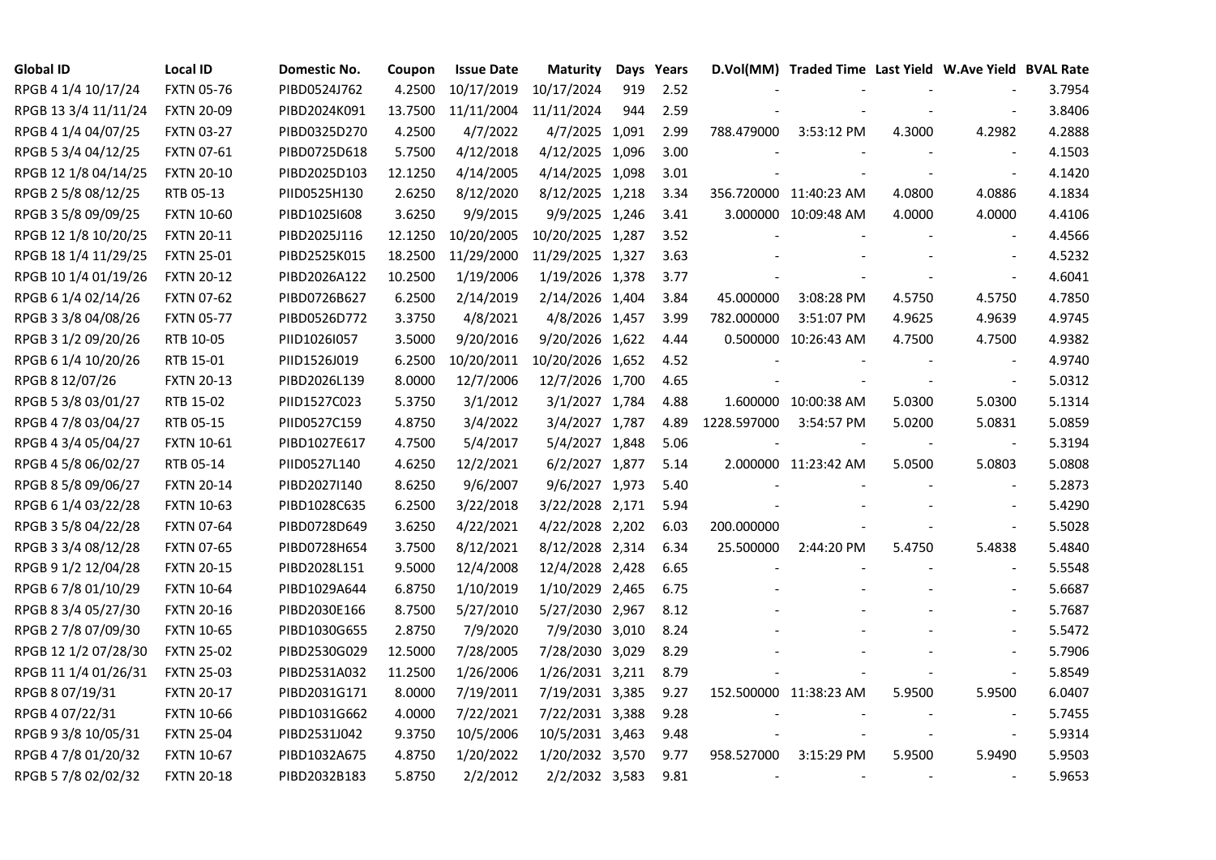| Global ID | Local ID | Domestic No. | Coupon | Issue Date | Maturity | Days | Years | D.Vol(MM) | Traded Time | Last Yield | W.Ave Yield | BVAL Rate |
|---|---|---|---|---|---|---|---|---|---|---|---|---|
| RPGB 4 1/4 10/17/24 | FXTN 05-76 | PIBD0524J762 | 4.2500 | 10/17/2019 | 10/17/2024 | 919 | 2.52 | - | - | - | - | 3.7954 |
| RPGB 13 3/4 11/11/24 | FXTN 20-09 | PIBD2024K091 | 13.7500 | 11/11/2004 | 11/11/2024 | 944 | 2.59 | - | - | - | - | 3.8406 |
| RPGB 4 1/4 04/07/25 | FXTN 03-27 | PIBD0325D270 | 4.2500 | 4/7/2022 | 4/7/2025 | 1,091 | 2.99 | 788.479000 | 3:53:12 PM | 4.3000 | 4.2982 | 4.2888 |
| RPGB 5 3/4 04/12/25 | FXTN 07-61 | PIBD0725D618 | 5.7500 | 4/12/2018 | 4/12/2025 | 1,096 | 3.00 | - | - | - | - | 4.1503 |
| RPGB 12 1/8 04/14/25 | FXTN 20-10 | PIBD2025D103 | 12.1250 | 4/14/2005 | 4/14/2025 | 1,098 | 3.01 | - | - | - | - | 4.1420 |
| RPGB 2 5/8 08/12/25 | RTB 05-13 | PIID0525H130 | 2.6250 | 8/12/2020 | 8/12/2025 | 1,218 | 3.34 | 356.720000 | 11:40:23 AM | 4.0800 | 4.0886 | 4.1834 |
| RPGB 3 5/8 09/09/25 | FXTN 10-60 | PIBD1025I608 | 3.6250 | 9/9/2015 | 9/9/2025 | 1,246 | 3.41 | 3.000000 | 10:09:48 AM | 4.0000 | 4.0000 | 4.4106 |
| RPGB 12 1/8 10/20/25 | FXTN 20-11 | PIBD2025J116 | 12.1250 | 10/20/2005 | 10/20/2025 | 1,287 | 3.52 | - | - | - | - | 4.4566 |
| RPGB 18 1/4 11/29/25 | FXTN 25-01 | PIBD2525K015 | 18.2500 | 11/29/2000 | 11/29/2025 | 1,327 | 3.63 | - | - | - | - | 4.5232 |
| RPGB 10 1/4 01/19/26 | FXTN 20-12 | PIBD2026A122 | 10.2500 | 1/19/2006 | 1/19/2026 | 1,378 | 3.77 | - | - | - | - | 4.6041 |
| RPGB 6 1/4 02/14/26 | FXTN 07-62 | PIBD0726B627 | 6.2500 | 2/14/2019 | 2/14/2026 | 1,404 | 3.84 | 45.000000 | 3:08:28 PM | 4.5750 | 4.5750 | 4.7850 |
| RPGB 3 3/8 04/08/26 | FXTN 05-77 | PIBD0526D772 | 3.3750 | 4/8/2021 | 4/8/2026 | 1,457 | 3.99 | 782.000000 | 3:51:07 PM | 4.9625 | 4.9639 | 4.9745 |
| RPGB 3 1/2 09/20/26 | RTB 10-05 | PIID1026I057 | 3.5000 | 9/20/2016 | 9/20/2026 | 1,622 | 4.44 | 0.500000 | 10:26:43 AM | 4.7500 | 4.7500 | 4.9382 |
| RPGB 6 1/4 10/20/26 | RTB 15-01 | PIID1526J019 | 6.2500 | 10/20/2011 | 10/20/2026 | 1,652 | 4.52 | - | - | - | - | 4.9740 |
| RPGB 8 12/07/26 | FXTN 20-13 | PIBD2026L139 | 8.0000 | 12/7/2006 | 12/7/2026 | 1,700 | 4.65 | - | - | - | - | 5.0312 |
| RPGB 5 3/8 03/01/27 | RTB 15-02 | PIID1527C023 | 5.3750 | 3/1/2012 | 3/1/2027 | 1,784 | 4.88 | 1.600000 | 10:00:38 AM | 5.0300 | 5.0300 | 5.1314 |
| RPGB 4 7/8 03/04/27 | RTB 05-15 | PIID0527C159 | 4.8750 | 3/4/2022 | 3/4/2027 | 1,787 | 4.89 | 1228.597000 | 3:54:57 PM | 5.0200 | 5.0831 | 5.0859 |
| RPGB 4 3/4 05/04/27 | FXTN 10-61 | PIBD1027E617 | 4.7500 | 5/4/2017 | 5/4/2027 | 1,848 | 5.06 | - | - | - | - | 5.3194 |
| RPGB 4 5/8 06/02/27 | RTB 05-14 | PIID0527L140 | 4.6250 | 12/2/2021 | 6/2/2027 | 1,877 | 5.14 | 2.000000 | 11:23:42 AM | 5.0500 | 5.0803 | 5.0808 |
| RPGB 8 5/8 09/06/27 | FXTN 20-14 | PIBD2027I140 | 8.6250 | 9/6/2007 | 9/6/2027 | 1,973 | 5.40 | - | - | - | - | 5.2873 |
| RPGB 6 1/4 03/22/28 | FXTN 10-63 | PIBD1028C635 | 6.2500 | 3/22/2018 | 3/22/2028 | 2,171 | 5.94 | - | - | - | - | 5.4290 |
| RPGB 3 5/8 04/22/28 | FXTN 07-64 | PIBD0728D649 | 3.6250 | 4/22/2021 | 4/22/2028 | 2,202 | 6.03 | 200.000000 | - | - | - | 5.5028 |
| RPGB 3 3/4 08/12/28 | FXTN 07-65 | PIBD0728H654 | 3.7500 | 8/12/2021 | 8/12/2028 | 2,314 | 6.34 | 25.500000 | 2:44:20 PM | 5.4750 | 5.4838 | 5.4840 |
| RPGB 9 1/2 12/04/28 | FXTN 20-15 | PIBD2028L151 | 9.5000 | 12/4/2008 | 12/4/2028 | 2,428 | 6.65 | - | - | - | - | 5.5548 |
| RPGB 6 7/8 01/10/29 | FXTN 10-64 | PIBD1029A644 | 6.8750 | 1/10/2019 | 1/10/2029 | 2,465 | 6.75 | - | - | - | - | 5.6687 |
| RPGB 8 3/4 05/27/30 | FXTN 20-16 | PIBD2030E166 | 8.7500 | 5/27/2010 | 5/27/2030 | 2,967 | 8.12 | - | - | - | - | 5.7687 |
| RPGB 2 7/8 07/09/30 | FXTN 10-65 | PIBD1030G655 | 2.8750 | 7/9/2020 | 7/9/2030 | 3,010 | 8.24 | - | - | - | - | 5.5472 |
| RPGB 12 1/2 07/28/30 | FXTN 25-02 | PIBD2530G029 | 12.5000 | 7/28/2005 | 7/28/2030 | 3,029 | 8.29 | - | - | - | - | 5.7906 |
| RPGB 11 1/4 01/26/31 | FXTN 25-03 | PIBD2531A032 | 11.2500 | 1/26/2006 | 1/26/2031 | 3,211 | 8.79 | - | - | - | - | 5.8549 |
| RPGB 8 07/19/31 | FXTN 20-17 | PIBD2031G171 | 8.0000 | 7/19/2011 | 7/19/2031 | 3,385 | 9.27 | 152.500000 | 11:38:23 AM | 5.9500 | 5.9500 | 6.0407 |
| RPGB 4 07/22/31 | FXTN 10-66 | PIBD1031G662 | 4.0000 | 7/22/2021 | 7/22/2031 | 3,388 | 9.28 | - | - | - | - | 5.7455 |
| RPGB 9 3/8 10/05/31 | FXTN 25-04 | PIBD2531J042 | 9.3750 | 10/5/2006 | 10/5/2031 | 3,463 | 9.48 | - | - | - | - | 5.9314 |
| RPGB 4 7/8 01/20/32 | FXTN 10-67 | PIBD1032A675 | 4.8750 | 1/20/2022 | 1/20/2032 | 3,570 | 9.77 | 958.527000 | 3:15:29 PM | 5.9500 | 5.9490 | 5.9503 |
| RPGB 5 7/8 02/02/32 | FXTN 20-18 | PIBD2032B183 | 5.8750 | 2/2/2012 | 2/2/2032 | 3,583 | 9.81 | - | - | - | - | 5.9653 |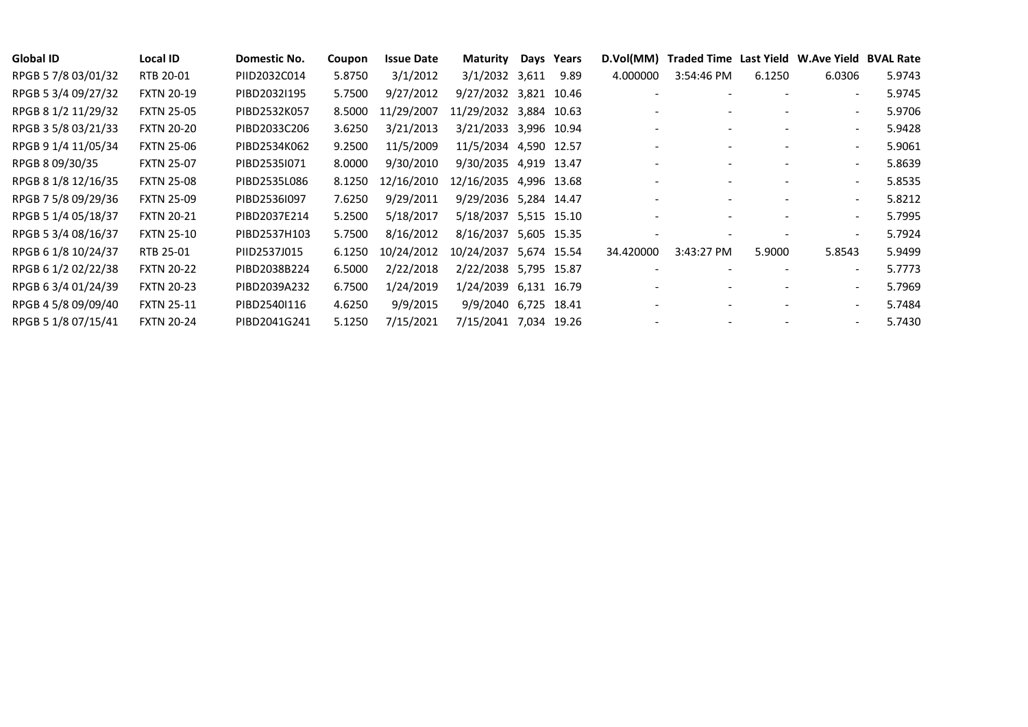| Global ID | Local ID | Domestic No. | Coupon | Issue Date | Maturity | Days | Years | D.Vol(MM) | Traded Time | Last Yield | W.Ave Yield | BVAL Rate |
|---|---|---|---|---|---|---|---|---|---|---|---|---|
| RPGB 5 7/8 03/01/32 | RTB 20-01 | PIID2032C014 | 5.8750 | 3/1/2012 | 3/1/2032 | 3,611 | 9.89 | 4.000000 | 3:54:46 PM | 6.1250 | 6.0306 | 5.9743 |
| RPGB 5 3/4 09/27/32 | FXTN 20-19 | PIBD2032I195 | 5.7500 | 9/27/2012 | 9/27/2032 | 3,821 | 10.46 | - | - | - | - | 5.9745 |
| RPGB 8 1/2 11/29/32 | FXTN 25-05 | PIBD2532K057 | 8.5000 | 11/29/2007 | 11/29/2032 | 3,884 | 10.63 | - | - | - | - | 5.9706 |
| RPGB 3 5/8 03/21/33 | FXTN 20-20 | PIBD2033C206 | 3.6250 | 3/21/2013 | 3/21/2033 | 3,996 | 10.94 | - | - | - | - | 5.9428 |
| RPGB 9 1/4 11/05/34 | FXTN 25-06 | PIBD2534K062 | 9.2500 | 11/5/2009 | 11/5/2034 | 4,590 | 12.57 | - | - | - | - | 5.9061 |
| RPGB 8 09/30/35 | FXTN 25-07 | PIBD2535I071 | 8.0000 | 9/30/2010 | 9/30/2035 | 4,919 | 13.47 | - | - | - | - | 5.8639 |
| RPGB 8 1/8 12/16/35 | FXTN 25-08 | PIBD2535L086 | 8.1250 | 12/16/2010 | 12/16/2035 | 4,996 | 13.68 | - | - | - | - | 5.8535 |
| RPGB 7 5/8 09/29/36 | FXTN 25-09 | PIBD2536I097 | 7.6250 | 9/29/2011 | 9/29/2036 | 5,284 | 14.47 | - | - | - | - | 5.8212 |
| RPGB 5 1/4 05/18/37 | FXTN 20-21 | PIBD2037E214 | 5.2500 | 5/18/2017 | 5/18/2037 | 5,515 | 15.10 | - | - | - | - | 5.7995 |
| RPGB 5 3/4 08/16/37 | FXTN 25-10 | PIBD2537H103 | 5.7500 | 8/16/2012 | 8/16/2037 | 5,605 | 15.35 | - | - | - | - | 5.7924 |
| RPGB 6 1/8 10/24/37 | RTB 25-01 | PIID2537J015 | 6.1250 | 10/24/2012 | 10/24/2037 | 5,674 | 15.54 | 34.420000 | 3:43:27 PM | 5.9000 | 5.8543 | 5.9499 |
| RPGB 6 1/2 02/22/38 | FXTN 20-22 | PIBD2038B224 | 6.5000 | 2/22/2018 | 2/22/2038 | 5,795 | 15.87 | - | - | - | - | 5.7773 |
| RPGB 6 3/4 01/24/39 | FXTN 20-23 | PIBD2039A232 | 6.7500 | 1/24/2019 | 1/24/2039 | 6,131 | 16.79 | - | - | - | - | 5.7969 |
| RPGB 4 5/8 09/09/40 | FXTN 25-11 | PIBD2540I116 | 4.6250 | 9/9/2015 | 9/9/2040 | 6,725 | 18.41 | - | - | - | - | 5.7484 |
| RPGB 5 1/8 07/15/41 | FXTN 20-24 | PIBD2041G241 | 5.1250 | 7/15/2021 | 7/15/2041 | 7,034 | 19.26 | - | - | - | - | 5.7430 |